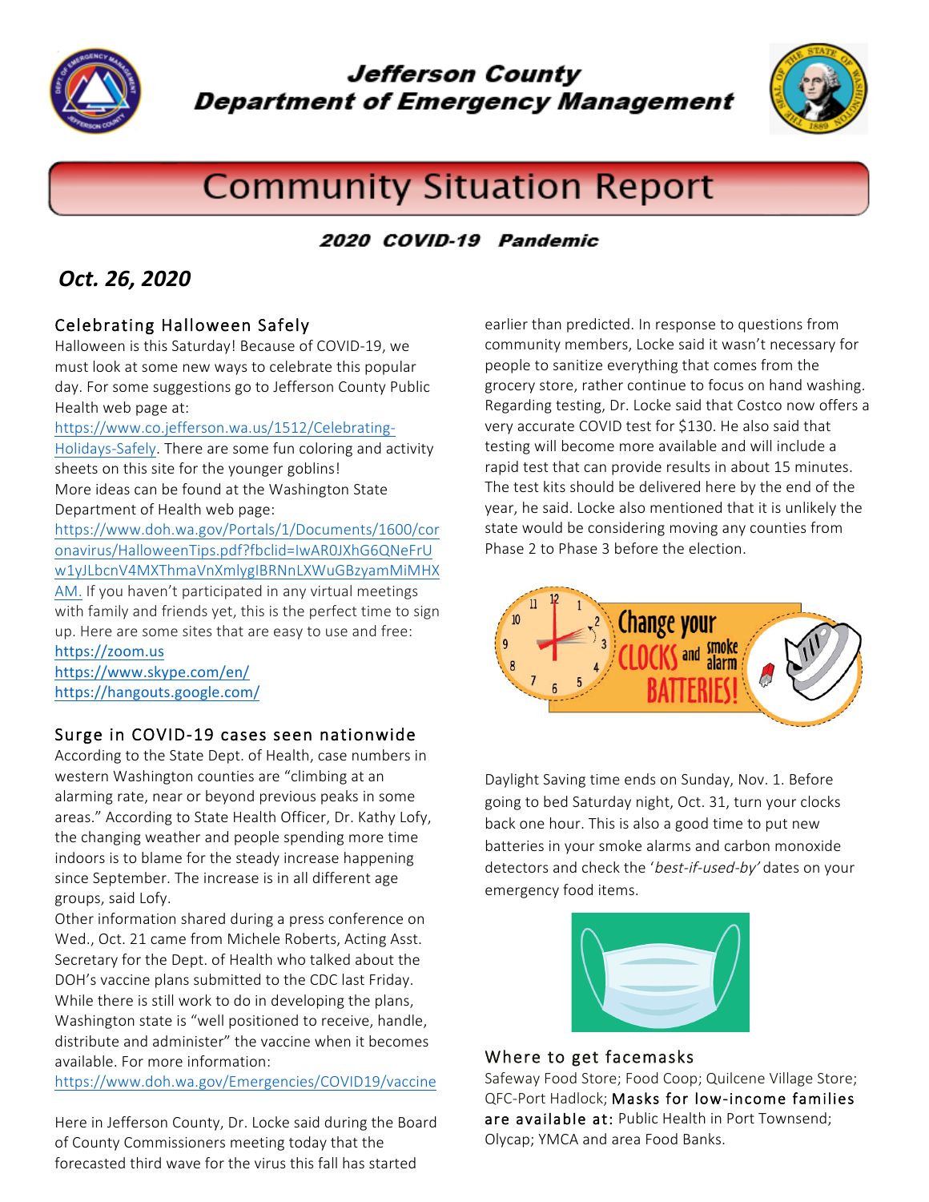# Jefferson County Department of Emergency Management

## Community Situation Report

**2020 COVID-19 Pandemic**

***Oct. 26, 2020***

### Celebrating Halloween Safely

Halloween is this Saturday! Because of COVID-19, we must look at some new ways to celebrate this popular day. For some suggestions go to Jefferson County Public Health web page at: https://www.co.jefferson.wa.us/1512/Celebrating-Holidays-Safely. There are some fun coloring and activity sheets on this site for the younger goblins!

More ideas can be found at the Washington State Department of Health web page: https://www.doh.wa.gov/Portals/1/Documents/1600/coronavirus/HalloweenTips.pdf?fbclid=IwAR0JXhG6QNeFrUw1yJLbcnV4MXThmaVnXmlygIBRNnLXWuGBzyamMiMHXAM. If you haven't participated in any virtual meetings with family and friends yet, this is the perfect time to sign up. Here are some sites that are easy to use and free:

https://zoom.us
https://www.skype.com/en/
https://hangouts.google.com/

### Surge in COVID-19 cases seen nationwide

According to the State Dept. of Health, case numbers in western Washington counties are "climbing at an alarming rate, near or beyond previous peaks in some areas." According to State Health Officer, Dr. Kathy Lofy, the changing weather and people spending more time indoors is to blame for the steady increase happening since September. The increase is in all different age groups, said Lofy.

Other information shared during a press conference on Wed., Oct. 21 came from Michele Roberts, Acting Asst. Secretary for the Dept. of Health who talked about the DOH's vaccine plans submitted to the CDC last Friday. While there is still work to do in developing the plans, Washington state is "well positioned to receive, handle, distribute and administer" the vaccine when it becomes available. For more information: https://www.doh.wa.gov/Emergencies/COVID19/vaccine

Here in Jefferson County, Dr. Locke said during the Board of County Commissioners meeting today that the forecasted third wave for the virus this fall has started earlier than predicted. In response to questions from community members, Locke said it wasn't necessary for people to sanitize everything that comes from the grocery store, rather continue to focus on hand washing. Regarding testing, Dr. Locke said that Costco now offers a very accurate COVID test for $130. He also said that testing will become more available and will include a rapid test that can provide results in about 15 minutes. The test kits should be delivered here by the end of the year, he said. Locke also mentioned that it is unlikely the state would be considering moving any counties from Phase 2 to Phase 3 before the election.

Change your CLOCKS and smoke alarm BATTERIES!

Daylight Saving time ends on Sunday, Nov. 1. Before going to bed Saturday night, Oct. 31, turn your clocks back one hour. This is also a good time to put new batteries in your smoke alarms and carbon monoxide detectors and check the '*best-if-used-by*' dates on your emergency food items.

### Where to get facemasks

Safeway Food Store; Food Coop; Quilcene Village Store; QFC-Port Hadlock; Masks for low-income families are available at: Public Health in Port Townsend; Olycap; YMCA and area Food Banks.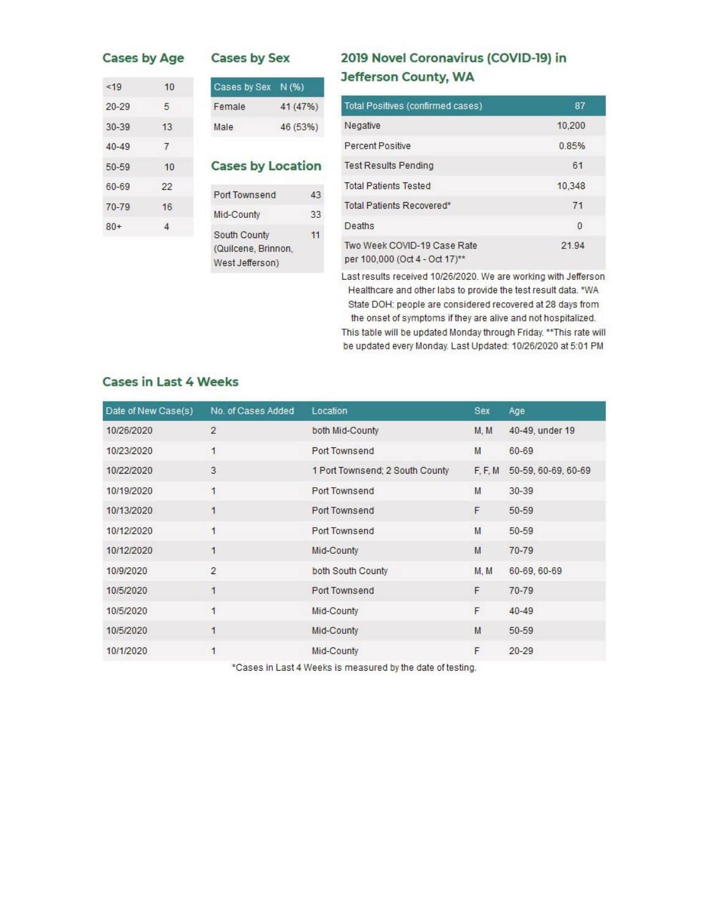## Cases by Age

| | |
|---|---|
| <19 | 10 |
| 20-29 | 5 |
| 30-39 | 13 |
| 40-49 | 7 |
| 50-59 | 10 |
| 60-69 | 22 |
| 70-79 | 16 |
| 80+ | 4 |

## Cases by Sex

| Cases by Sex | N (%) |
|---|---|
| Female | 41 (47%) |
| Male | 46 (53%) |

## Cases by Location

| | |
|---|---|
| Port Townsend | 43 |
| Mid-County | 33 |
| South County (Quilcene, Brinnon, West Jefferson) | 11 |

## 2019 Novel Coronavirus (COVID-19) in Jefferson County, WA

| Total Positives (confirmed cases) | 87 |
|---|---|
| Negative | 10,200 |
| Percent Positive | 0.85% |
| Test Results Pending | 61 |
| Total Patients Tested | 10,348 |
| Total Patients Recovered* | 71 |
| Deaths | 0 |
| Two Week COVID-19 Case Rate per 100,000 (Oct 4 - Oct 17)** | 21.94 |

Last results received 10/26/2020. We are working with Jefferson Healthcare and other labs to provide the test result data. *WA State DOH: people are considered recovered at 28 days from the onset of symptoms if they are alive and not hospitalized. This table will be updated Monday through Friday. **This rate will be updated every Monday. Last Updated: 10/26/2020 at 5:01 PM

## Cases in Last 4 Weeks

| Date of New Case(s) | No. of Cases Added | Location | Sex | Age |
|---|---|---|---|---|
| 10/26/2020 | 2 | both Mid-County | M, M | 40-49, under 19 |
| 10/23/2020 | 1 | Port Townsend | M | 60-69 |
| 10/22/2020 | 3 | 1 Port Townsend; 2 South County | F, F, M | 50-59, 60-69, 60-69 |
| 10/19/2020 | 1 | Port Townsend | M | 30-39 |
| 10/13/2020 | 1 | Port Townsend | F | 50-59 |
| 10/12/2020 | 1 | Port Townsend | M | 50-59 |
| 10/12/2020 | 1 | Mid-County | M | 70-79 |
| 10/9/2020 | 2 | both South County | M, M | 60-69, 60-69 |
| 10/5/2020 | 1 | Port Townsend | F | 70-79 |
| 10/5/2020 | 1 | Mid-County | F | 40-49 |
| 10/5/2020 | 1 | Mid-County | M | 50-59 |
| 10/1/2020 | 1 | Mid-County | F | 20-29 |

*Cases in Last 4 Weeks is measured by the date of testing.